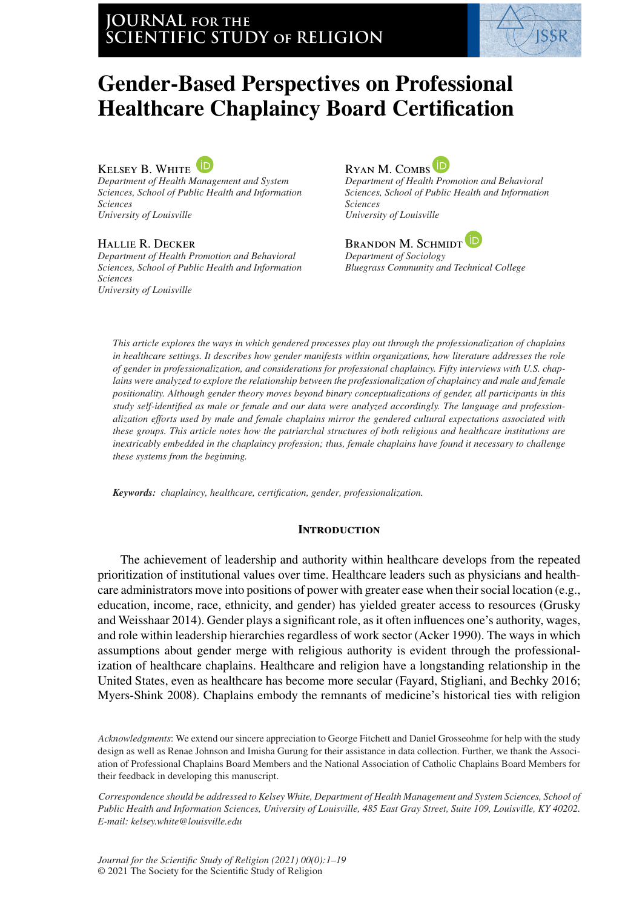# Gender-Based Perspectives on Professional Healthcare Chaplaincy Board Certification

KELSEY B. WHITE
*Department of Health Management and System Sciences, School of Public Health and Information Sciences*
*University of Louisville*

RYAN M. COMBS
*Department of Health Promotion and Behavioral Sciences, School of Public Health and Information Sciences*
*University of Louisville*

HALLIE R. DECKER
*Department of Health Promotion and Behavioral Sciences, School of Public Health and Information Sciences*
*University of Louisville*

BRANDON M. SCHMIDT
*Department of Sociology*
*Bluegrass Community and Technical College*

*This article explores the ways in which gendered processes play out through the professionalization of chaplains in healthcare settings. It describes how gender manifests within organizations, how literature addresses the role of gender in professionalization, and considerations for professional chaplaincy. Fifty interviews with U.S. chaplains were analyzed to explore the relationship between the professionalization of chaplaincy and male and female positionality. Although gender theory moves beyond binary conceptualizations of gender, all participants in this study self-identified as male or female and our data were analyzed accordingly. The language and professionalization efforts used by male and female chaplains mirror the gendered cultural expectations associated with these groups. This article notes how the patriarchal structures of both religious and healthcare institutions are inextricably embedded in the chaplaincy profession; thus, female chaplains have found it necessary to challenge these systems from the beginning.*

***Keywords:*** *chaplaincy, healthcare, certification, gender, professionalization.*

## INTRODUCTION

The achievement of leadership and authority within healthcare develops from the repeated prioritization of institutional values over time. Healthcare leaders such as physicians and healthcare administrators move into positions of power with greater ease when their social location (e.g., education, income, race, ethnicity, and gender) has yielded greater access to resources (Grusky and Weisshaar 2014). Gender plays a significant role, as it often influences one's authority, wages, and role within leadership hierarchies regardless of work sector (Acker 1990). The ways in which assumptions about gender merge with religious authority is evident through the professionalization of healthcare chaplains. Healthcare and religion have a longstanding relationship in the United States, even as healthcare has become more secular (Fayard, Stigliani, and Bechky 2016; Myers-Shink 2008). Chaplains embody the remnants of medicine's historical ties with religion

*Acknowledgments*: We extend our sincere appreciation to George Fitchett and Daniel Grossoehme for help with the study design as well as Renae Johnson and Imisha Gurung for their assistance in data collection. Further, we thank the Association of Professional Chaplains Board Members and the National Association of Catholic Chaplains Board Members for their feedback in developing this manuscript.

*Correspondence should be addressed to Kelsey White, Department of Health Management and System Sciences, School of Public Health and Information Sciences, University of Louisville, 485 East Gray Street, Suite 109, Louisville, KY 40202. E-mail: kelsey.white@louisville.edu*

*Journal for the Scientific Study of Religion (2021) 00(0):1–19*
© 2021 The Society for the Scientific Study of Religion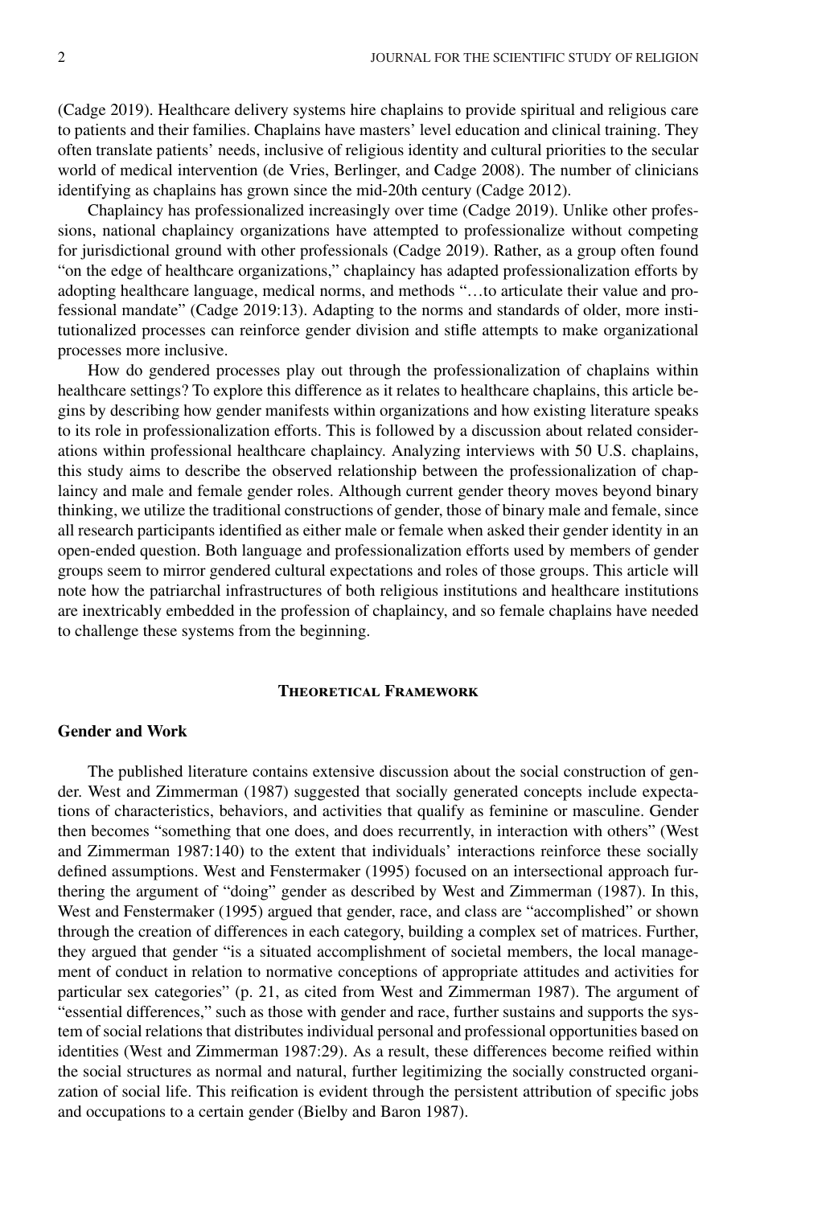(Cadge 2019). Healthcare delivery systems hire chaplains to provide spiritual and religious care to patients and their families. Chaplains have masters' level education and clinical training. They often translate patients' needs, inclusive of religious identity and cultural priorities to the secular world of medical intervention (de Vries, Berlinger, and Cadge 2008). The number of clinicians identifying as chaplains has grown since the mid-20th century (Cadge 2012).

Chaplaincy has professionalized increasingly over time (Cadge 2019). Unlike other professions, national chaplaincy organizations have attempted to professionalize without competing for jurisdictional ground with other professionals (Cadge 2019). Rather, as a group often found "on the edge of healthcare organizations," chaplaincy has adapted professionalization efforts by adopting healthcare language, medical norms, and methods "…to articulate their value and professional mandate" (Cadge 2019:13). Adapting to the norms and standards of older, more institutionalized processes can reinforce gender division and stifle attempts to make organizational processes more inclusive.

How do gendered processes play out through the professionalization of chaplains within healthcare settings? To explore this difference as it relates to healthcare chaplains, this article begins by describing how gender manifests within organizations and how existing literature speaks to its role in professionalization efforts. This is followed by a discussion about related considerations within professional healthcare chaplaincy. Analyzing interviews with 50 U.S. chaplains, this study aims to describe the observed relationship between the professionalization of chaplaincy and male and female gender roles. Although current gender theory moves beyond binary thinking, we utilize the traditional constructions of gender, those of binary male and female, since all research participants identified as either male or female when asked their gender identity in an open-ended question. Both language and professionalization efforts used by members of gender groups seem to mirror gendered cultural expectations and roles of those groups. This article will note how the patriarchal infrastructures of both religious institutions and healthcare institutions are inextricably embedded in the profession of chaplaincy, and so female chaplains have needed to challenge these systems from the beginning.

## Theoretical Framework

### Gender and Work

The published literature contains extensive discussion about the social construction of gender. West and Zimmerman (1987) suggested that socially generated concepts include expectations of characteristics, behaviors, and activities that qualify as feminine or masculine. Gender then becomes "something that one does, and does recurrently, in interaction with others" (West and Zimmerman 1987:140) to the extent that individuals' interactions reinforce these socially defined assumptions. West and Fenstermaker (1995) focused on an intersectional approach furthering the argument of "doing" gender as described by West and Zimmerman (1987). In this, West and Fenstermaker (1995) argued that gender, race, and class are "accomplished" or shown through the creation of differences in each category, building a complex set of matrices. Further, they argued that gender "is a situated accomplishment of societal members, the local management of conduct in relation to normative conceptions of appropriate attitudes and activities for particular sex categories" (p. 21, as cited from West and Zimmerman 1987). The argument of "essential differences," such as those with gender and race, further sustains and supports the system of social relations that distributes individual personal and professional opportunities based on identities (West and Zimmerman 1987:29). As a result, these differences become reified within the social structures as normal and natural, further legitimizing the socially constructed organization of social life. This reification is evident through the persistent attribution of specific jobs and occupations to a certain gender (Bielby and Baron 1987).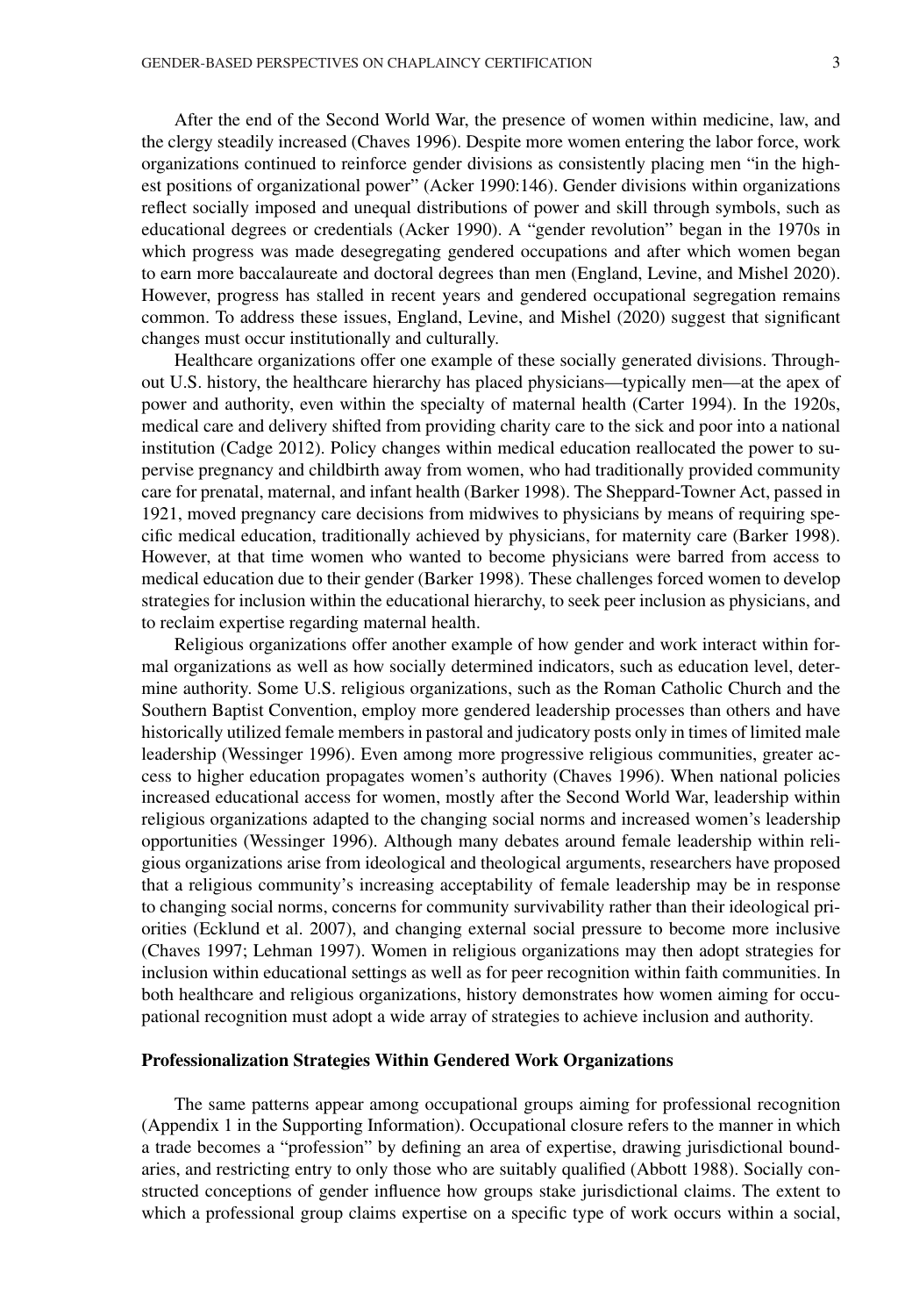After the end of the Second World War, the presence of women within medicine, law, and the clergy steadily increased (Chaves 1996). Despite more women entering the labor force, work organizations continued to reinforce gender divisions as consistently placing men "in the highest positions of organizational power" (Acker 1990:146). Gender divisions within organizations reflect socially imposed and unequal distributions of power and skill through symbols, such as educational degrees or credentials (Acker 1990). A "gender revolution" began in the 1970s in which progress was made desegregating gendered occupations and after which women began to earn more baccalaureate and doctoral degrees than men (England, Levine, and Mishel 2020). However, progress has stalled in recent years and gendered occupational segregation remains common. To address these issues, England, Levine, and Mishel (2020) suggest that significant changes must occur institutionally and culturally.

Healthcare organizations offer one example of these socially generated divisions. Throughout U.S. history, the healthcare hierarchy has placed physicians—typically men—at the apex of power and authority, even within the specialty of maternal health (Carter 1994). In the 1920s, medical care and delivery shifted from providing charity care to the sick and poor into a national institution (Cadge 2012). Policy changes within medical education reallocated the power to supervise pregnancy and childbirth away from women, who had traditionally provided community care for prenatal, maternal, and infant health (Barker 1998). The Sheppard-Towner Act, passed in 1921, moved pregnancy care decisions from midwives to physicians by means of requiring specific medical education, traditionally achieved by physicians, for maternity care (Barker 1998). However, at that time women who wanted to become physicians were barred from access to medical education due to their gender (Barker 1998). These challenges forced women to develop strategies for inclusion within the educational hierarchy, to seek peer inclusion as physicians, and to reclaim expertise regarding maternal health.

Religious organizations offer another example of how gender and work interact within formal organizations as well as how socially determined indicators, such as education level, determine authority. Some U.S. religious organizations, such as the Roman Catholic Church and the Southern Baptist Convention, employ more gendered leadership processes than others and have historically utilized female members in pastoral and judicatory posts only in times of limited male leadership (Wessinger 1996). Even among more progressive religious communities, greater access to higher education propagates women's authority (Chaves 1996). When national policies increased educational access for women, mostly after the Second World War, leadership within religious organizations adapted to the changing social norms and increased women's leadership opportunities (Wessinger 1996). Although many debates around female leadership within religious organizations arise from ideological and theological arguments, researchers have proposed that a religious community's increasing acceptability of female leadership may be in response to changing social norms, concerns for community survivability rather than their ideological priorities (Ecklund et al. 2007), and changing external social pressure to become more inclusive (Chaves 1997; Lehman 1997). Women in religious organizations may then adopt strategies for inclusion within educational settings as well as for peer recognition within faith communities. In both healthcare and religious organizations, history demonstrates how women aiming for occupational recognition must adopt a wide array of strategies to achieve inclusion and authority.

### Professionalization Strategies Within Gendered Work Organizations

The same patterns appear among occupational groups aiming for professional recognition (Appendix 1 in the Supporting Information). Occupational closure refers to the manner in which a trade becomes a "profession" by defining an area of expertise, drawing jurisdictional boundaries, and restricting entry to only those who are suitably qualified (Abbott 1988). Socially constructed conceptions of gender influence how groups stake jurisdictional claims. The extent to which a professional group claims expertise on a specific type of work occurs within a social,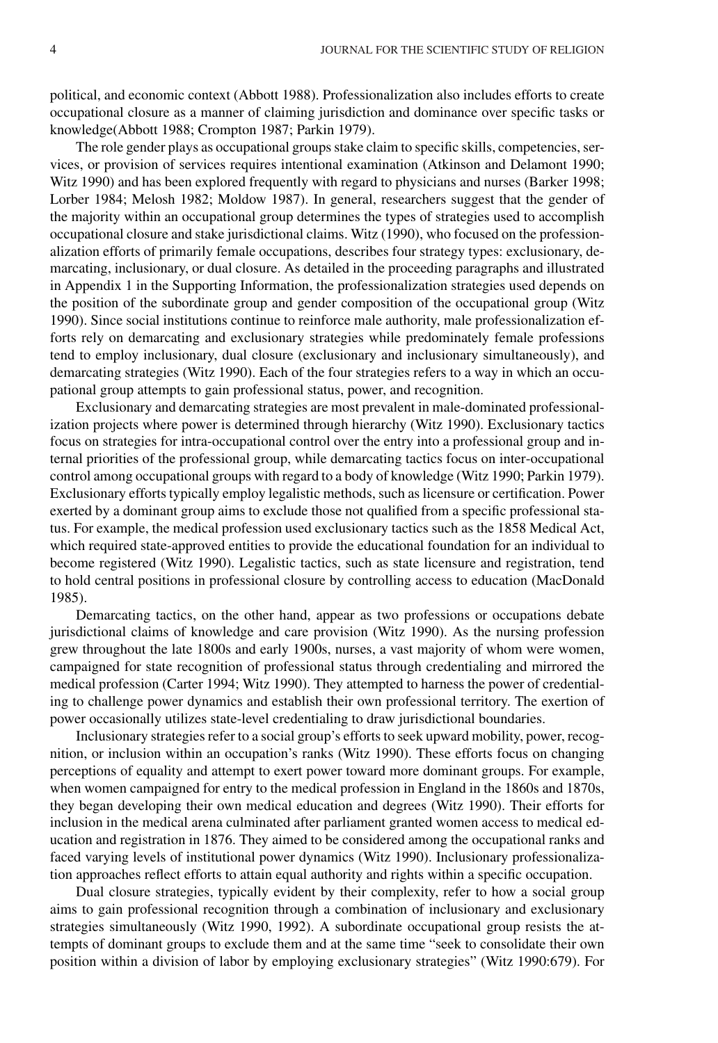political, and economic context (Abbott 1988). Professionalization also includes efforts to create occupational closure as a manner of claiming jurisdiction and dominance over specific tasks or knowledge(Abbott 1988; Crompton 1987; Parkin 1979).

The role gender plays as occupational groups stake claim to specific skills, competencies, services, or provision of services requires intentional examination (Atkinson and Delamont 1990; Witz 1990) and has been explored frequently with regard to physicians and nurses (Barker 1998; Lorber 1984; Melosh 1982; Moldow 1987). In general, researchers suggest that the gender of the majority within an occupational group determines the types of strategies used to accomplish occupational closure and stake jurisdictional claims. Witz (1990), who focused on the professionalization efforts of primarily female occupations, describes four strategy types: exclusionary, demarcating, inclusionary, or dual closure. As detailed in the proceeding paragraphs and illustrated in Appendix 1 in the Supporting Information, the professionalization strategies used depends on the position of the subordinate group and gender composition of the occupational group (Witz 1990). Since social institutions continue to reinforce male authority, male professionalization efforts rely on demarcating and exclusionary strategies while predominately female professions tend to employ inclusionary, dual closure (exclusionary and inclusionary simultaneously), and demarcating strategies (Witz 1990). Each of the four strategies refers to a way in which an occupational group attempts to gain professional status, power, and recognition.

Exclusionary and demarcating strategies are most prevalent in male-dominated professionalization projects where power is determined through hierarchy (Witz 1990). Exclusionary tactics focus on strategies for intra-occupational control over the entry into a professional group and internal priorities of the professional group, while demarcating tactics focus on inter-occupational control among occupational groups with regard to a body of knowledge (Witz 1990; Parkin 1979). Exclusionary efforts typically employ legalistic methods, such as licensure or certification. Power exerted by a dominant group aims to exclude those not qualified from a specific professional status. For example, the medical profession used exclusionary tactics such as the 1858 Medical Act, which required state-approved entities to provide the educational foundation for an individual to become registered (Witz 1990). Legalistic tactics, such as state licensure and registration, tend to hold central positions in professional closure by controlling access to education (MacDonald 1985).

Demarcating tactics, on the other hand, appear as two professions or occupations debate jurisdictional claims of knowledge and care provision (Witz 1990). As the nursing profession grew throughout the late 1800s and early 1900s, nurses, a vast majority of whom were women, campaigned for state recognition of professional status through credentialing and mirrored the medical profession (Carter 1994; Witz 1990). They attempted to harness the power of credentialing to challenge power dynamics and establish their own professional territory. The exertion of power occasionally utilizes state-level credentialing to draw jurisdictional boundaries.

Inclusionary strategies refer to a social group's efforts to seek upward mobility, power, recognition, or inclusion within an occupation's ranks (Witz 1990). These efforts focus on changing perceptions of equality and attempt to exert power toward more dominant groups. For example, when women campaigned for entry to the medical profession in England in the 1860s and 1870s, they began developing their own medical education and degrees (Witz 1990). Their efforts for inclusion in the medical arena culminated after parliament granted women access to medical education and registration in 1876. They aimed to be considered among the occupational ranks and faced varying levels of institutional power dynamics (Witz 1990). Inclusionary professionalization approaches reflect efforts to attain equal authority and rights within a specific occupation.

Dual closure strategies, typically evident by their complexity, refer to how a social group aims to gain professional recognition through a combination of inclusionary and exclusionary strategies simultaneously (Witz 1990, 1992). A subordinate occupational group resists the attempts of dominant groups to exclude them and at the same time "seek to consolidate their own position within a division of labor by employing exclusionary strategies" (Witz 1990:679). For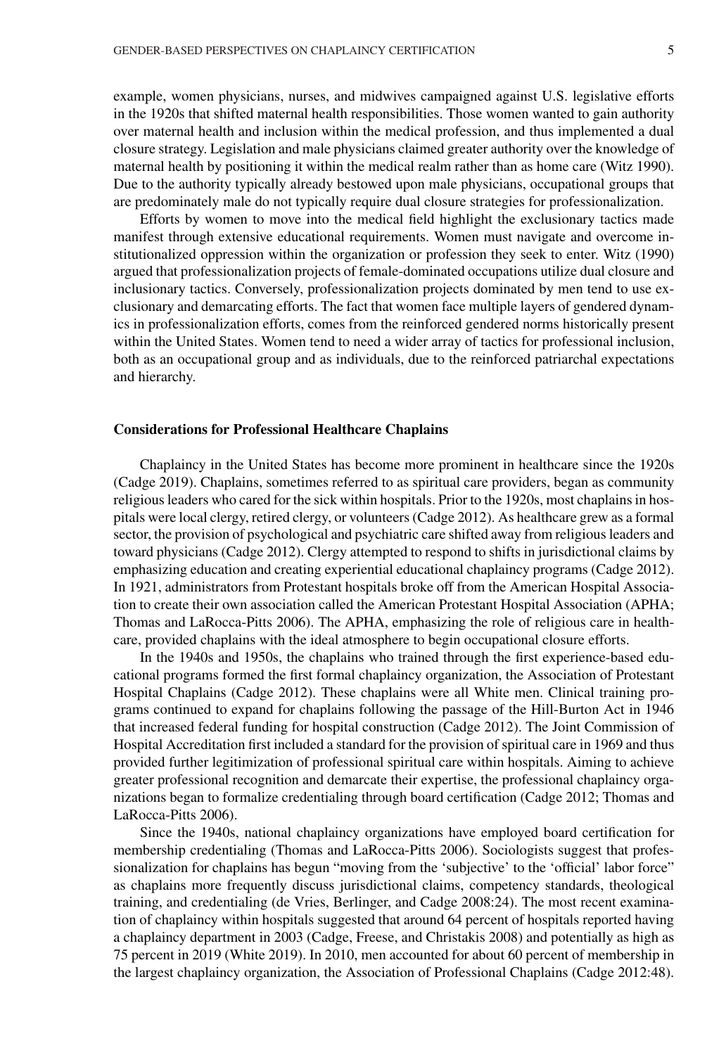example, women physicians, nurses, and midwives campaigned against U.S. legislative efforts in the 1920s that shifted maternal health responsibilities. Those women wanted to gain authority over maternal health and inclusion within the medical profession, and thus implemented a dual closure strategy. Legislation and male physicians claimed greater authority over the knowledge of maternal health by positioning it within the medical realm rather than as home care (Witz 1990). Due to the authority typically already bestowed upon male physicians, occupational groups that are predominately male do not typically require dual closure strategies for professionalization.

Efforts by women to move into the medical field highlight the exclusionary tactics made manifest through extensive educational requirements. Women must navigate and overcome institutionalized oppression within the organization or profession they seek to enter. Witz (1990) argued that professionalization projects of female-dominated occupations utilize dual closure and inclusionary tactics. Conversely, professionalization projects dominated by men tend to use exclusionary and demarcating efforts. The fact that women face multiple layers of gendered dynamics in professionalization efforts, comes from the reinforced gendered norms historically present within the United States. Women tend to need a wider array of tactics for professional inclusion, both as an occupational group and as individuals, due to the reinforced patriarchal expectations and hierarchy.

### Considerations for Professional Healthcare Chaplains

Chaplaincy in the United States has become more prominent in healthcare since the 1920s (Cadge 2019). Chaplains, sometimes referred to as spiritual care providers, began as community religious leaders who cared for the sick within hospitals. Prior to the 1920s, most chaplains in hospitals were local clergy, retired clergy, or volunteers (Cadge 2012). As healthcare grew as a formal sector, the provision of psychological and psychiatric care shifted away from religious leaders and toward physicians (Cadge 2012). Clergy attempted to respond to shifts in jurisdictional claims by emphasizing education and creating experiential educational chaplaincy programs (Cadge 2012). In 1921, administrators from Protestant hospitals broke off from the American Hospital Association to create their own association called the American Protestant Hospital Association (APHA; Thomas and LaRocca-Pitts 2006). The APHA, emphasizing the role of religious care in healthcare, provided chaplains with the ideal atmosphere to begin occupational closure efforts.

In the 1940s and 1950s, the chaplains who trained through the first experience-based educational programs formed the first formal chaplaincy organization, the Association of Protestant Hospital Chaplains (Cadge 2012). These chaplains were all White men. Clinical training programs continued to expand for chaplains following the passage of the Hill-Burton Act in 1946 that increased federal funding for hospital construction (Cadge 2012). The Joint Commission of Hospital Accreditation first included a standard for the provision of spiritual care in 1969 and thus provided further legitimization of professional spiritual care within hospitals. Aiming to achieve greater professional recognition and demarcate their expertise, the professional chaplaincy organizations began to formalize credentialing through board certification (Cadge 2012; Thomas and LaRocca-Pitts 2006).

Since the 1940s, national chaplaincy organizations have employed board certification for membership credentialing (Thomas and LaRocca-Pitts 2006). Sociologists suggest that professionalization for chaplains has begun "moving from the 'subjective' to the 'official' labor force" as chaplains more frequently discuss jurisdictional claims, competency standards, theological training, and credentialing (de Vries, Berlinger, and Cadge 2008:24). The most recent examination of chaplaincy within hospitals suggested that around 64 percent of hospitals reported having a chaplaincy department in 2003 (Cadge, Freese, and Christakis 2008) and potentially as high as 75 percent in 2019 (White 2019). In 2010, men accounted for about 60 percent of membership in the largest chaplaincy organization, the Association of Professional Chaplains (Cadge 2012:48).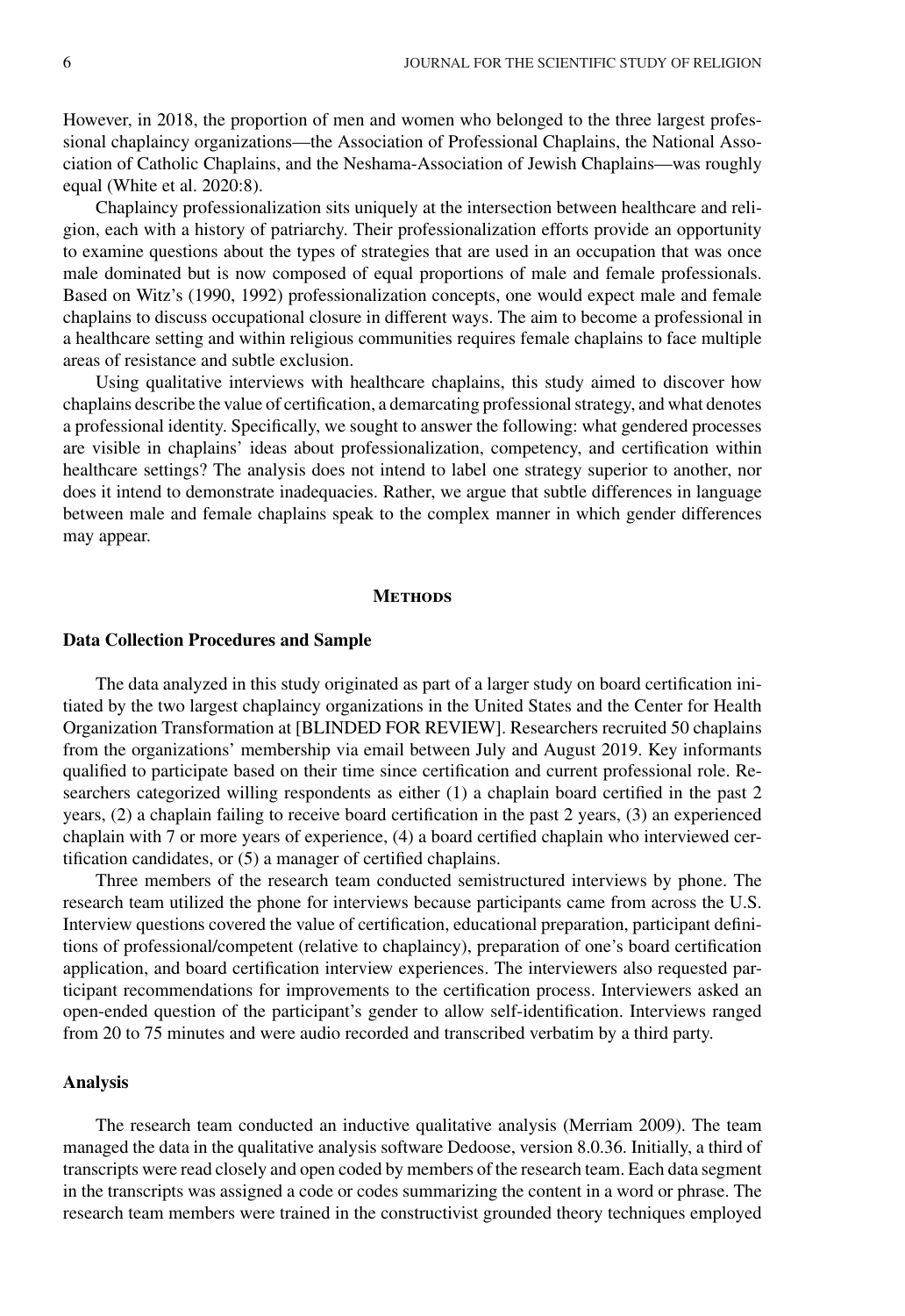However, in 2018, the proportion of men and women who belonged to the three largest professional chaplaincy organizations—the Association of Professional Chaplains, the National Association of Catholic Chaplains, and the Neshama-Association of Jewish Chaplains—was roughly equal (White et al. 2020:8).

Chaplaincy professionalization sits uniquely at the intersection between healthcare and religion, each with a history of patriarchy. Their professionalization efforts provide an opportunity to examine questions about the types of strategies that are used in an occupation that was once male dominated but is now composed of equal proportions of male and female professionals. Based on Witz's (1990, 1992) professionalization concepts, one would expect male and female chaplains to discuss occupational closure in different ways. The aim to become a professional in a healthcare setting and within religious communities requires female chaplains to face multiple areas of resistance and subtle exclusion.

Using qualitative interviews with healthcare chaplains, this study aimed to discover how chaplains describe the value of certification, a demarcating professional strategy, and what denotes a professional identity. Specifically, we sought to answer the following: what gendered processes are visible in chaplains' ideas about professionalization, competency, and certification within healthcare settings? The analysis does not intend to label one strategy superior to another, nor does it intend to demonstrate inadequacies. Rather, we argue that subtle differences in language between male and female chaplains speak to the complex manner in which gender differences may appear.

## Methods

### Data Collection Procedures and Sample

The data analyzed in this study originated as part of a larger study on board certification initiated by the two largest chaplaincy organizations in the United States and the Center for Health Organization Transformation at [BLINDED FOR REVIEW]. Researchers recruited 50 chaplains from the organizations' membership via email between July and August 2019. Key informants qualified to participate based on their time since certification and current professional role. Researchers categorized willing respondents as either (1) a chaplain board certified in the past 2 years, (2) a chaplain failing to receive board certification in the past 2 years, (3) an experienced chaplain with 7 or more years of experience, (4) a board certified chaplain who interviewed certification candidates, or (5) a manager of certified chaplains.

Three members of the research team conducted semistructured interviews by phone. The research team utilized the phone for interviews because participants came from across the U.S. Interview questions covered the value of certification, educational preparation, participant definitions of professional/competent (relative to chaplaincy), preparation of one's board certification application, and board certification interview experiences. The interviewers also requested participant recommendations for improvements to the certification process. Interviewers asked an open-ended question of the participant's gender to allow self-identification. Interviews ranged from 20 to 75 minutes and were audio recorded and transcribed verbatim by a third party.

### Analysis

The research team conducted an inductive qualitative analysis (Merriam 2009). The team managed the data in the qualitative analysis software Dedoose, version 8.0.36. Initially, a third of transcripts were read closely and open coded by members of the research team. Each data segment in the transcripts was assigned a code or codes summarizing the content in a word or phrase. The research team members were trained in the constructivist grounded theory techniques employed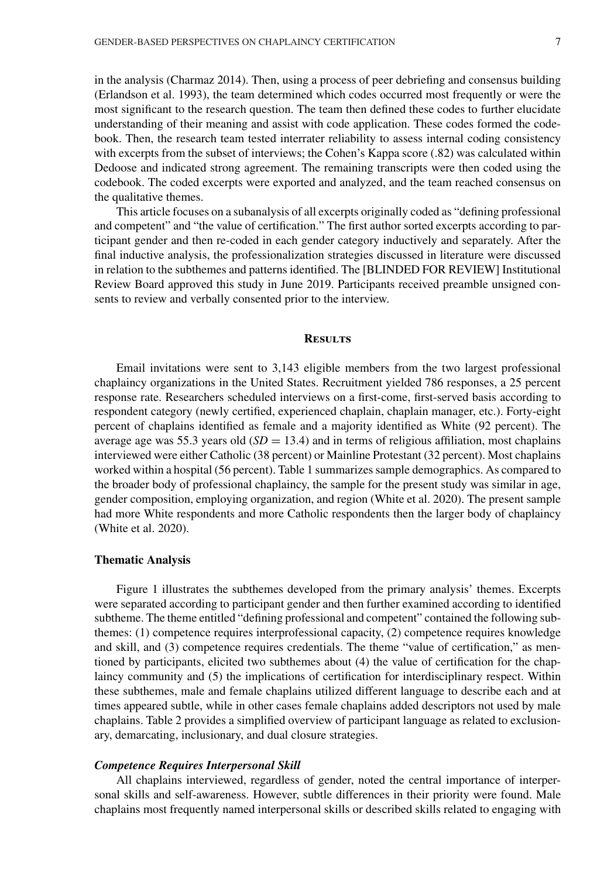in the analysis (Charmaz 2014). Then, using a process of peer debriefing and consensus building (Erlandson et al. 1993), the team determined which codes occurred most frequently or were the most significant to the research question. The team then defined these codes to further elucidate understanding of their meaning and assist with code application. These codes formed the codebook. Then, the research team tested interrater reliability to assess internal coding consistency with excerpts from the subset of interviews; the Cohen's Kappa score (.82) was calculated within Dedoose and indicated strong agreement. The remaining transcripts were then coded using the codebook. The coded excerpts were exported and analyzed, and the team reached consensus on the qualitative themes.

This article focuses on a subanalysis of all excerpts originally coded as "defining professional and competent" and "the value of certification." The first author sorted excerpts according to participant gender and then re-coded in each gender category inductively and separately. After the final inductive analysis, the professionalization strategies discussed in literature were discussed in relation to the subthemes and patterns identified. The [BLINDED FOR REVIEW] Institutional Review Board approved this study in June 2019. Participants received preamble unsigned consents to review and verbally consented prior to the interview.

## Results

Email invitations were sent to 3,143 eligible members from the two largest professional chaplaincy organizations in the United States. Recruitment yielded 786 responses, a 25 percent response rate. Researchers scheduled interviews on a first-come, first-served basis according to respondent category (newly certified, experienced chaplain, chaplain manager, etc.). Forty-eight percent of chaplains identified as female and a majority identified as White (92 percent). The average age was 55.3 years old ($SD = 13.4$) and in terms of religious affiliation, most chaplains interviewed were either Catholic (38 percent) or Mainline Protestant (32 percent). Most chaplains worked within a hospital (56 percent). Table 1 summarizes sample demographics. As compared to the broader body of professional chaplaincy, the sample for the present study was similar in age, gender composition, employing organization, and region (White et al. 2020). The present sample had more White respondents and more Catholic respondents then the larger body of chaplaincy (White et al. 2020).

### Thematic Analysis

Figure 1 illustrates the subthemes developed from the primary analysis' themes. Excerpts were separated according to participant gender and then further examined according to identified subtheme. The theme entitled "defining professional and competent" contained the following subthemes: (1) competence requires interprofessional capacity, (2) competence requires knowledge and skill, and (3) competence requires credentials. The theme "value of certification," as mentioned by participants, elicited two subthemes about (4) the value of certification for the chaplaincy community and (5) the implications of certification for interdisciplinary respect. Within these subthemes, male and female chaplains utilized different language to describe each and at times appeared subtle, while in other cases female chaplains added descriptors not used by male chaplains. Table 2 provides a simplified overview of participant language as related to exclusionary, demarcating, inclusionary, and dual closure strategies.

#### *Competence Requires Interpersonal Skill*

All chaplains interviewed, regardless of gender, noted the central importance of interpersonal skills and self-awareness. However, subtle differences in their priority were found. Male chaplains most frequently named interpersonal skills or described skills related to engaging with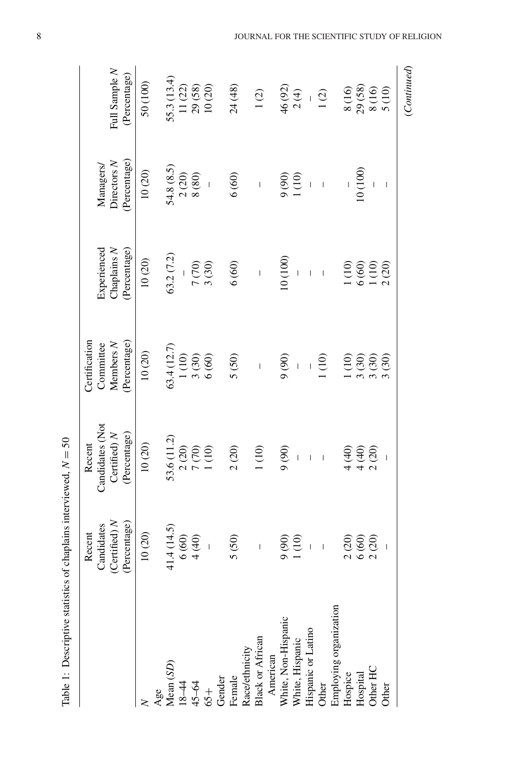Table 1: Descriptive statistics of chaplains interviewed, $N = 50$

| | Recent Candidates (Certified) *N* (Percentage) | Recent Candidates (Not Certified) *N* (Percentage) | Certification Committee Members *N* (Percentage) | Experienced Chaplains *N* (Percentage) | Managers/ Directors *N* (Percentage) | Full Sample *N* (Percentage) |
|---|---|---|---|---|---|---|
| *N* | 10 (20) | 10 (20) | 10 (20) | 10 (20) | 10 (20) | 50 (100) |
| Age | | | | | | |
| Mean (*SD*) | 41.4 (14.5) | 53.6 (11.2) | 63.4 (12.7) | 63.2 (7.2) | 54.8 (8.5) | 55.3 (13.4) |
| 18–44 | 6 (60) | 2 (20) | 1 (10) | – | 2 (20) | 11 (22) |
| 45–64 | 4 (40) | 7 (70) | 3 (30) | 7 (70) | 8 (80) | 29 (58) |
| 65+ | – | 1 (10) | 6 (60) | 3 (30) | – | 10 (20) |
| Gender | | | | | | |
| Female | 5 (50) | 2 (20) | 5 (50) | 6 (60) | 6 (60) | 24 (48) |
| Race/ethnicity | | | | | | |
| Black or African American | – | 1 (10) | – | – | – | 1 (2) |
| White, Non-Hispanic | 9 (90) | 9 (90) | 9 (90) | 10 (100) | 9 (90) | 46 (92) |
| White, Hispanic | 1 (10) | – | – | – | 1 (10) | 2 (4) |
| Hispanic or Latino | – | – | – | – | – | – |
| Other | – | – | 1 (10) | – | – | 1 (2) |
| Employing organization | | | | | | |
| Hospice | 2 (20) | 4 (40) | 1 (10) | 1 (10) | – | 8 (16) |
| Hospital | 6 (60) | 4 (40) | 3 (30) | 6 (60) | 10 (100) | 29 (58) |
| Other HC | 2 (20) | 2 (20) | 3 (30) | 1 (10) | – | 8 (16) |
| Other | – | – | 3 (30) | 2 (20) | – | 5 (10) |

(*Continued*)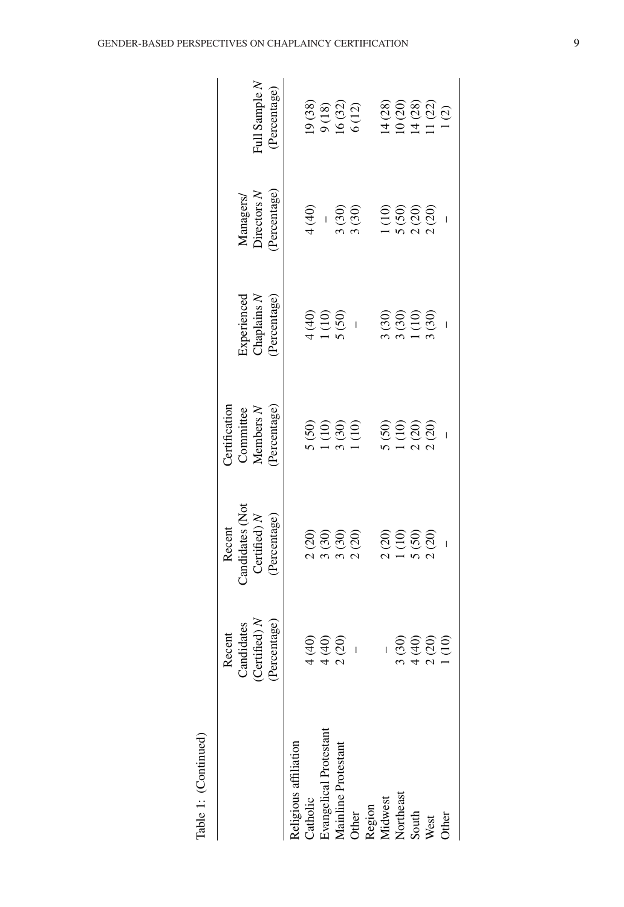Table 1: (Continued)

| | Recent Candidates (Certified) *N* (Percentage) | Recent Candidates (Not Certified) *N* (Percentage) | Certification Committee Members *N* (Percentage) | Experienced Chaplains *N* (Percentage) | Managers/ Directors *N* (Percentage) | Full Sample *N* (Percentage) |
|---|---|---|---|---|---|---|
| Religious affiliation | | | | | | |
| Catholic | 4 (40) | 2 (20) | 5 (50) | 4 (40) | 4 (40) | 19 (38) |
| Evangelical Protestant | 4 (40) | 3 (30) | 1 (10) | 1 (10) | – | 9 (18) |
| Mainline Protestant | 2 (20) | 3 (30) | 3 (30) | 5 (50) | 3 (30) | 16 (32) |
| Other | – | 2 (20) | 1 (10) | – | 3 (30) | 6 (12) |
| Region | | | | | | |
| Midwest | – | 2 (20) | 5 (50) | 3 (30) | 1 (10) | 14 (28) |
| Northeast | 3 (30) | 1 (10) | 1 (10) | 3 (30) | 5 (50) | 10 (20) |
| South | 4 (40) | 5 (50) | 2 (20) | 1 (10) | 2 (20) | 14 (28) |
| West | 2 (20) | 2 (20) | 2 (20) | 3 (30) | 2 (20) | 11 (22) |
| Other | 1 (10) | – | – | – | – | 1 (2) |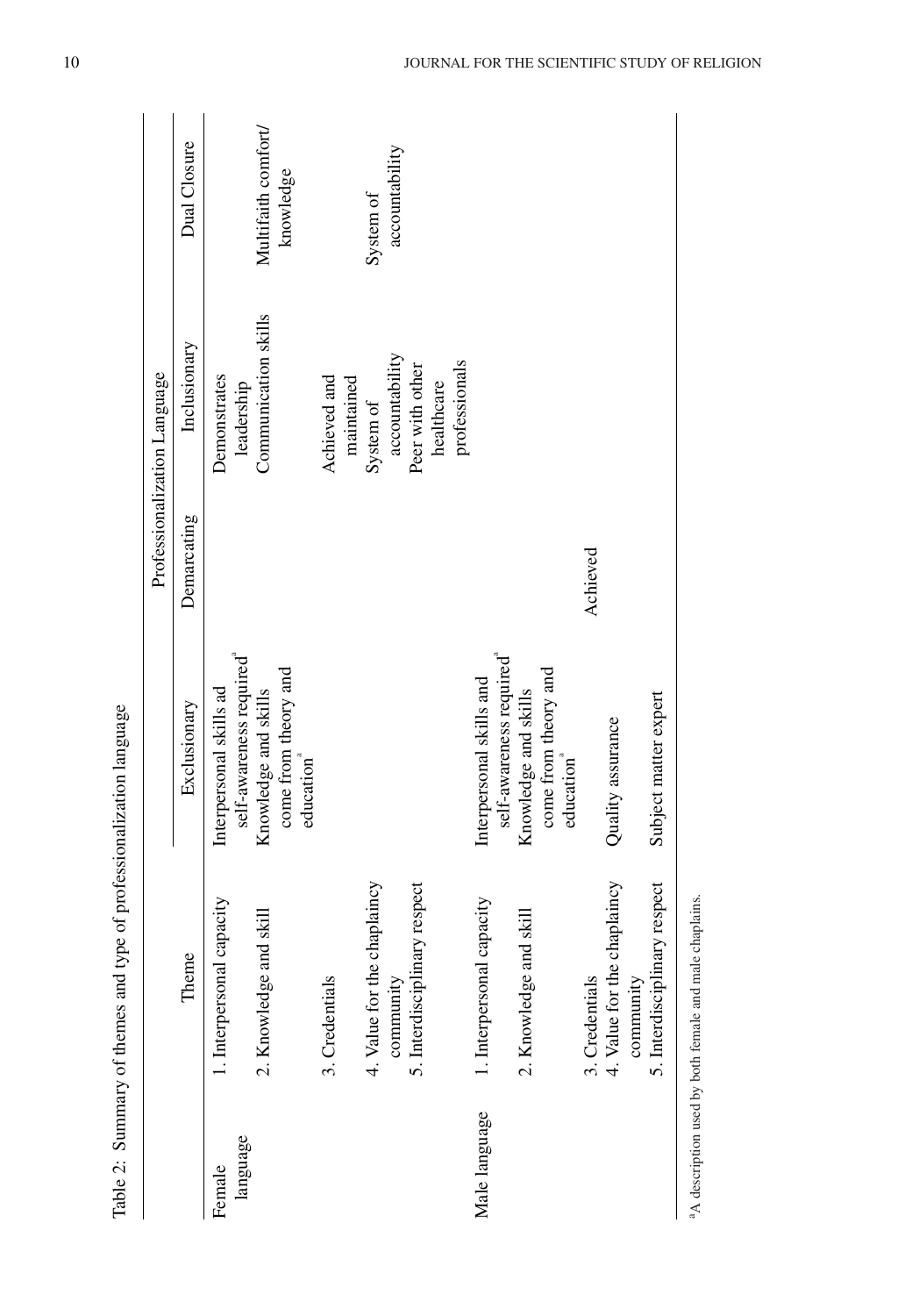Table 2: Summary of themes and type of professionalization language

| | Theme | Professionalization Language | | | |
|---|---|---|---|---|---|
| | | Exclusionary | Demarcating | Inclusionary | Dual Closure |
| Female language | 1. Interpersonal capacity | Interpersonal skills ad self-awareness required[a] | | Demonstrates leadership | |
| | 2. Knowledge and skill | Knowledge and skills come from theory and education[a] | | Communication skills | Multifaith comfort/ knowledge |
| | 3. Credentials | | | Achieved and maintained | |
| | 4. Value for the chaplaincy community | | | System of accountability | System of accountability |
| | 5. Interdisciplinary respect | | | Peer with other healthcare professionals | |
| Male language | 1. Interpersonal capacity | Interpersonal skills and self-awareness required[a] | | | |
| | 2. Knowledge and skill | Knowledge and skills come from theory and education[a] | | | |
| | 3. Credentials | | Achieved | | |
| | 4. Value for the chaplaincy community | Quality assurance | | | |
| | 5. Interdisciplinary respect | Subject matter expert | | | |

[a]A description used by both female and male chaplains.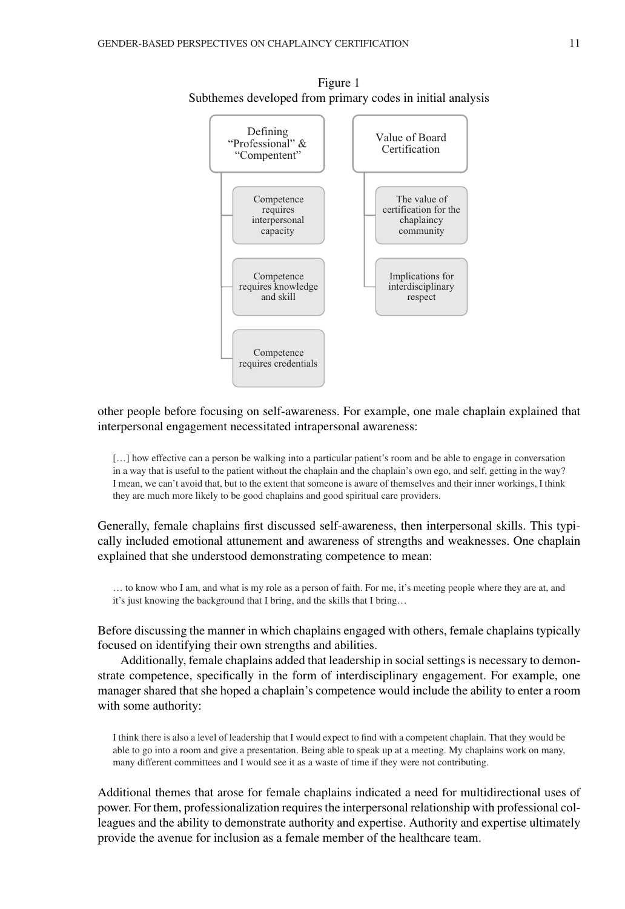Figure 1
Subthemes developed from primary codes in initial analysis

- Defining "Professional" & "Compentent"
  - Competence requires interpersonal capacity
  - Competence requires knowledge and skill
  - Competence requires credentials
- Value of Board Certification
  - The value of certification for the chaplaincy community
  - Implications for interdisciplinary respect

other people before focusing on self-awareness. For example, one male chaplain explained that interpersonal engagement necessitated intrapersonal awareness:

> […] how effective can a person be walking into a particular patient's room and be able to engage in conversation in a way that is useful to the patient without the chaplain and the chaplain's own ego, and self, getting in the way? I mean, we can't avoid that, but to the extent that someone is aware of themselves and their inner workings, I think they are much more likely to be good chaplains and good spiritual care providers.

Generally, female chaplains first discussed self-awareness, then interpersonal skills. This typically included emotional attunement and awareness of strengths and weaknesses. One chaplain explained that she understood demonstrating competence to mean:

> … to know who I am, and what is my role as a person of faith. For me, it's meeting people where they are at, and it's just knowing the background that I bring, and the skills that I bring…

Before discussing the manner in which chaplains engaged with others, female chaplains typically focused on identifying their own strengths and abilities.

Additionally, female chaplains added that leadership in social settings is necessary to demonstrate competence, specifically in the form of interdisciplinary engagement. For example, one manager shared that she hoped a chaplain's competence would include the ability to enter a room with some authority:

> I think there is also a level of leadership that I would expect to find with a competent chaplain. That they would be able to go into a room and give a presentation. Being able to speak up at a meeting. My chaplains work on many, many different committees and I would see it as a waste of time if they were not contributing.

Additional themes that arose for female chaplains indicated a need for multidirectional uses of power. For them, professionalization requires the interpersonal relationship with professional colleagues and the ability to demonstrate authority and expertise. Authority and expertise ultimately provide the avenue for inclusion as a female member of the healthcare team.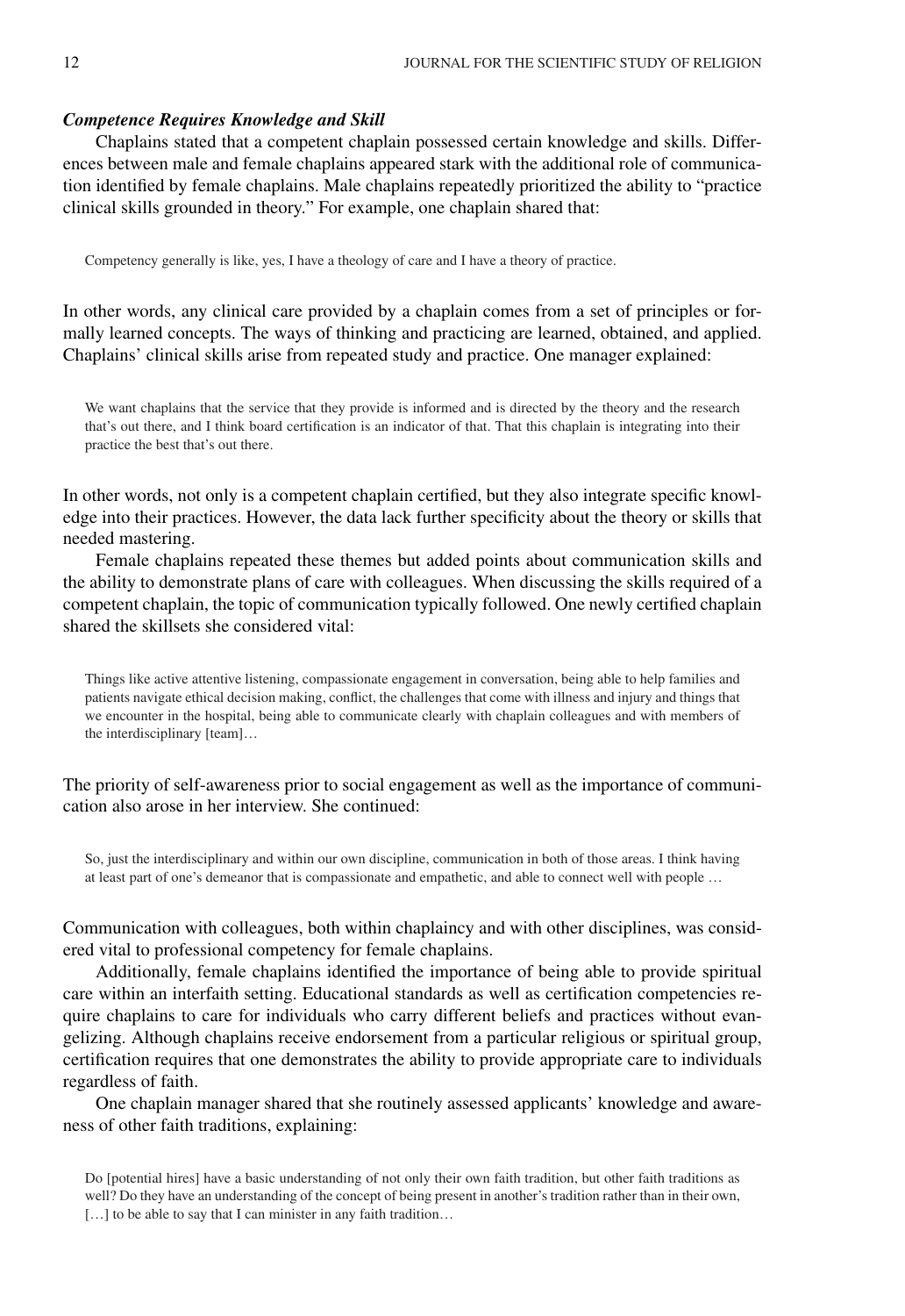### *Competence Requires Knowledge and Skill*

Chaplains stated that a competent chaplain possessed certain knowledge and skills. Differences between male and female chaplains appeared stark with the additional role of communication identified by female chaplains. Male chaplains repeatedly prioritized the ability to "practice clinical skills grounded in theory." For example, one chaplain shared that:

> Competency generally is like, yes, I have a theology of care and I have a theory of practice.

In other words, any clinical care provided by a chaplain comes from a set of principles or formally learned concepts. The ways of thinking and practicing are learned, obtained, and applied. Chaplains' clinical skills arise from repeated study and practice. One manager explained:

> We want chaplains that the service that they provide is informed and is directed by the theory and the research that's out there, and I think board certification is an indicator of that. That this chaplain is integrating into their practice the best that's out there.

In other words, not only is a competent chaplain certified, but they also integrate specific knowledge into their practices. However, the data lack further specificity about the theory or skills that needed mastering.

Female chaplains repeated these themes but added points about communication skills and the ability to demonstrate plans of care with colleagues. When discussing the skills required of a competent chaplain, the topic of communication typically followed. One newly certified chaplain shared the skillsets she considered vital:

> Things like active attentive listening, compassionate engagement in conversation, being able to help families and patients navigate ethical decision making, conflict, the challenges that come with illness and injury and things that we encounter in the hospital, being able to communicate clearly with chaplain colleagues and with members of the interdisciplinary [team]…

The priority of self-awareness prior to social engagement as well as the importance of communication also arose in her interview. She continued:

> So, just the interdisciplinary and within our own discipline, communication in both of those areas. I think having at least part of one's demeanor that is compassionate and empathetic, and able to connect well with people …

Communication with colleagues, both within chaplaincy and with other disciplines, was considered vital to professional competency for female chaplains.

Additionally, female chaplains identified the importance of being able to provide spiritual care within an interfaith setting. Educational standards as well as certification competencies require chaplains to care for individuals who carry different beliefs and practices without evangelizing. Although chaplains receive endorsement from a particular religious or spiritual group, certification requires that one demonstrates the ability to provide appropriate care to individuals regardless of faith.

One chaplain manager shared that she routinely assessed applicants' knowledge and awareness of other faith traditions, explaining:

> Do [potential hires] have a basic understanding of not only their own faith tradition, but other faith traditions as well? Do they have an understanding of the concept of being present in another's tradition rather than in their own, […] to be able to say that I can minister in any faith tradition…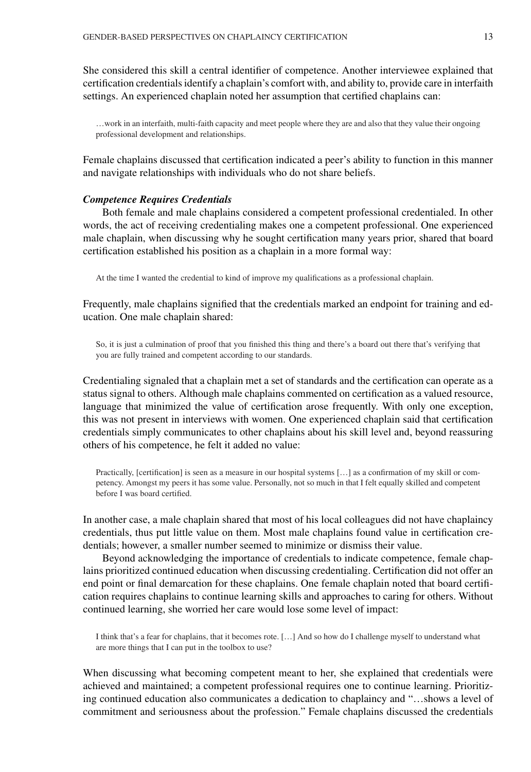She considered this skill a central identifier of competence. Another interviewee explained that certification credentials identify a chaplain's comfort with, and ability to, provide care in interfaith settings. An experienced chaplain noted her assumption that certified chaplains can:

> …work in an interfaith, multi-faith capacity and meet people where they are and also that they value their ongoing professional development and relationships.

Female chaplains discussed that certification indicated a peer's ability to function in this manner and navigate relationships with individuals who do not share beliefs.

***Competence Requires Credentials***

Both female and male chaplains considered a competent professional credentialed. In other words, the act of receiving credentialing makes one a competent professional. One experienced male chaplain, when discussing why he sought certification many years prior, shared that board certification established his position as a chaplain in a more formal way:

> At the time I wanted the credential to kind of improve my qualifications as a professional chaplain.

Frequently, male chaplains signified that the credentials marked an endpoint for training and education. One male chaplain shared:

> So, it is just a culmination of proof that you finished this thing and there's a board out there that's verifying that you are fully trained and competent according to our standards.

Credentialing signaled that a chaplain met a set of standards and the certification can operate as a status signal to others. Although male chaplains commented on certification as a valued resource, language that minimized the value of certification arose frequently. With only one exception, this was not present in interviews with women. One experienced chaplain said that certification credentials simply communicates to other chaplains about his skill level and, beyond reassuring others of his competence, he felt it added no value:

> Practically, [certification] is seen as a measure in our hospital systems […] as a confirmation of my skill or competency. Amongst my peers it has some value. Personally, not so much in that I felt equally skilled and competent before I was board certified.

In another case, a male chaplain shared that most of his local colleagues did not have chaplaincy credentials, thus put little value on them. Most male chaplains found value in certification credentials; however, a smaller number seemed to minimize or dismiss their value.

Beyond acknowledging the importance of credentials to indicate competence, female chaplains prioritized continued education when discussing credentialing. Certification did not offer an end point or final demarcation for these chaplains. One female chaplain noted that board certification requires chaplains to continue learning skills and approaches to caring for others. Without continued learning, she worried her care would lose some level of impact:

> I think that's a fear for chaplains, that it becomes rote. […] And so how do I challenge myself to understand what are more things that I can put in the toolbox to use?

When discussing what becoming competent meant to her, she explained that credentials were achieved and maintained; a competent professional requires one to continue learning. Prioritizing continued education also communicates a dedication to chaplaincy and "…shows a level of commitment and seriousness about the profession." Female chaplains discussed the credentials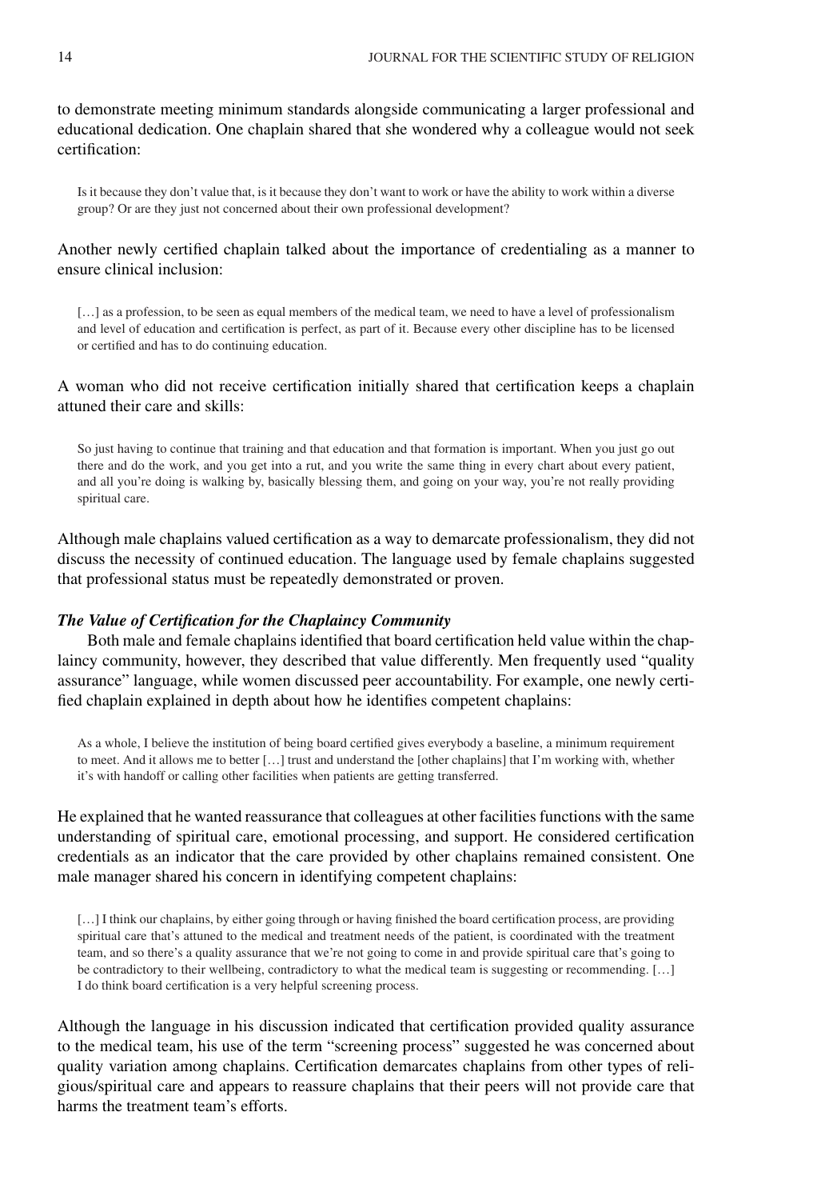to demonstrate meeting minimum standards alongside communicating a larger professional and educational dedication. One chaplain shared that she wondered why a colleague would not seek certification:

> Is it because they don't value that, is it because they don't want to work or have the ability to work within a diverse group? Or are they just not concerned about their own professional development?

Another newly certified chaplain talked about the importance of credentialing as a manner to ensure clinical inclusion:

> [...] as a profession, to be seen as equal members of the medical team, we need to have a level of professionalism and level of education and certification is perfect, as part of it. Because every other discipline has to be licensed or certified and has to do continuing education.

A woman who did not receive certification initially shared that certification keeps a chaplain attuned their care and skills:

> So just having to continue that training and that education and that formation is important. When you just go out there and do the work, and you get into a rut, and you write the same thing in every chart about every patient, and all you're doing is walking by, basically blessing them, and going on your way, you're not really providing spiritual care.

Although male chaplains valued certification as a way to demarcate professionalism, they did not discuss the necessity of continued education. The language used by female chaplains suggested that professional status must be repeatedly demonstrated or proven.

### *The Value of Certification for the Chaplaincy Community*

Both male and female chaplains identified that board certification held value within the chaplaincy community, however, they described that value differently. Men frequently used "quality assurance" language, while women discussed peer accountability. For example, one newly certified chaplain explained in depth about how he identifies competent chaplains:

> As a whole, I believe the institution of being board certified gives everybody a baseline, a minimum requirement to meet. And it allows me to better [...] trust and understand the [other chaplains] that I'm working with, whether it's with handoff or calling other facilities when patients are getting transferred.

He explained that he wanted reassurance that colleagues at other facilities functions with the same understanding of spiritual care, emotional processing, and support. He considered certification credentials as an indicator that the care provided by other chaplains remained consistent. One male manager shared his concern in identifying competent chaplains:

> [...] I think our chaplains, by either going through or having finished the board certification process, are providing spiritual care that's attuned to the medical and treatment needs of the patient, is coordinated with the treatment team, and so there's a quality assurance that we're not going to come in and provide spiritual care that's going to be contradictory to their wellbeing, contradictory to what the medical team is suggesting or recommending. [...] I do think board certification is a very helpful screening process.

Although the language in his discussion indicated that certification provided quality assurance to the medical team, his use of the term "screening process" suggested he was concerned about quality variation among chaplains. Certification demarcates chaplains from other types of religious/spiritual care and appears to reassure chaplains that their peers will not provide care that harms the treatment team's efforts.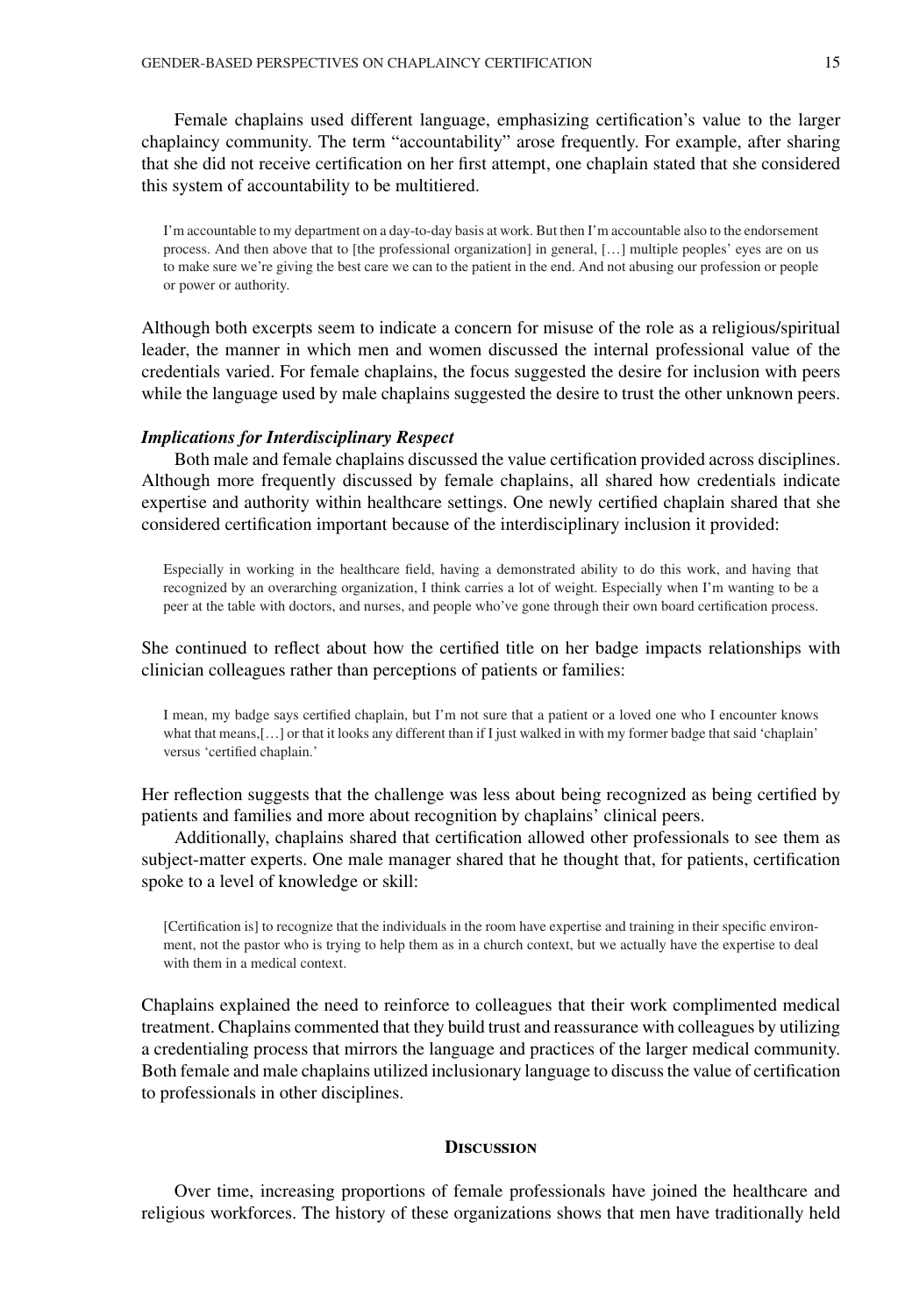Female chaplains used different language, emphasizing certification's value to the larger chaplaincy community. The term "accountability" arose frequently. For example, after sharing that she did not receive certification on her first attempt, one chaplain stated that she considered this system of accountability to be multitiered.

> I'm accountable to my department on a day-to-day basis at work. But then I'm accountable also to the endorsement process. And then above that to [the professional organization] in general, […] multiple peoples' eyes are on us to make sure we're giving the best care we can to the patient in the end. And not abusing our profession or people or power or authority.

Although both excerpts seem to indicate a concern for misuse of the role as a religious/spiritual leader, the manner in which men and women discussed the internal professional value of the credentials varied. For female chaplains, the focus suggested the desire for inclusion with peers while the language used by male chaplains suggested the desire to trust the other unknown peers.

### *Implications for Interdisciplinary Respect*

Both male and female chaplains discussed the value certification provided across disciplines. Although more frequently discussed by female chaplains, all shared how credentials indicate expertise and authority within healthcare settings. One newly certified chaplain shared that she considered certification important because of the interdisciplinary inclusion it provided:

> Especially in working in the healthcare field, having a demonstrated ability to do this work, and having that recognized by an overarching organization, I think carries a lot of weight. Especially when I'm wanting to be a peer at the table with doctors, and nurses, and people who've gone through their own board certification process.

She continued to reflect about how the certified title on her badge impacts relationships with clinician colleagues rather than perceptions of patients or families:

> I mean, my badge says certified chaplain, but I'm not sure that a patient or a loved one who I encounter knows what that means,[…] or that it looks any different than if I just walked in with my former badge that said 'chaplain' versus 'certified chaplain.'

Her reflection suggests that the challenge was less about being recognized as being certified by patients and families and more about recognition by chaplains' clinical peers.

Additionally, chaplains shared that certification allowed other professionals to see them as subject-matter experts. One male manager shared that he thought that, for patients, certification spoke to a level of knowledge or skill:

> [Certification is] to recognize that the individuals in the room have expertise and training in their specific environment, not the pastor who is trying to help them as in a church context, but we actually have the expertise to deal with them in a medical context.

Chaplains explained the need to reinforce to colleagues that their work complimented medical treatment. Chaplains commented that they build trust and reassurance with colleagues by utilizing a credentialing process that mirrors the language and practices of the larger medical community. Both female and male chaplains utilized inclusionary language to discuss the value of certification to professionals in other disciplines.

## Discussion

Over time, increasing proportions of female professionals have joined the healthcare and religious workforces. The history of these organizations shows that men have traditionally held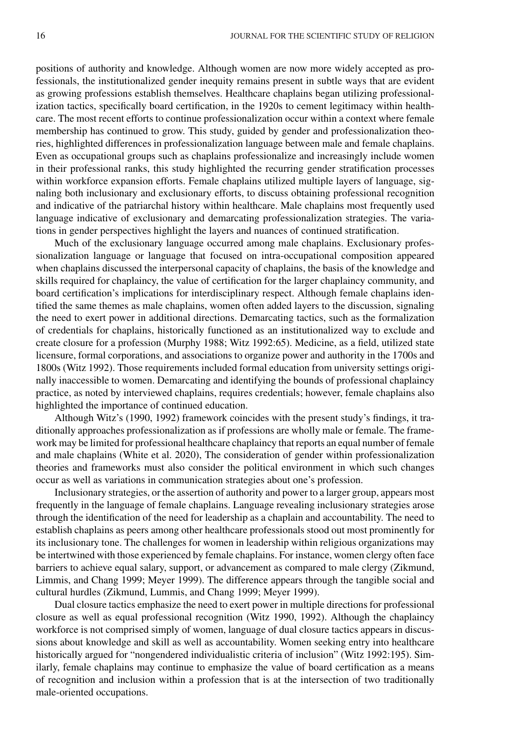positions of authority and knowledge. Although women are now more widely accepted as professionals, the institutionalized gender inequity remains present in subtle ways that are evident as growing professions establish themselves. Healthcare chaplains began utilizing professionalization tactics, specifically board certification, in the 1920s to cement legitimacy within healthcare. The most recent efforts to continue professionalization occur within a context where female membership has continued to grow. This study, guided by gender and professionalization theories, highlighted differences in professionalization language between male and female chaplains. Even as occupational groups such as chaplains professionalize and increasingly include women in their professional ranks, this study highlighted the recurring gender stratification processes within workforce expansion efforts. Female chaplains utilized multiple layers of language, signaling both inclusionary and exclusionary efforts, to discuss obtaining professional recognition and indicative of the patriarchal history within healthcare. Male chaplains most frequently used language indicative of exclusionary and demarcating professionalization strategies. The variations in gender perspectives highlight the layers and nuances of continued stratification.

Much of the exclusionary language occurred among male chaplains. Exclusionary professionalization language or language that focused on intra-occupational composition appeared when chaplains discussed the interpersonal capacity of chaplains, the basis of the knowledge and skills required for chaplaincy, the value of certification for the larger chaplaincy community, and board certification's implications for interdisciplinary respect. Although female chaplains identified the same themes as male chaplains, women often added layers to the discussion, signaling the need to exert power in additional directions. Demarcating tactics, such as the formalization of credentials for chaplains, historically functioned as an institutionalized way to exclude and create closure for a profession (Murphy 1988; Witz 1992:65). Medicine, as a field, utilized state licensure, formal corporations, and associations to organize power and authority in the 1700s and 1800s (Witz 1992). Those requirements included formal education from university settings originally inaccessible to women. Demarcating and identifying the bounds of professional chaplaincy practice, as noted by interviewed chaplains, requires credentials; however, female chaplains also highlighted the importance of continued education.

Although Witz's (1990, 1992) framework coincides with the present study's findings, it traditionally approaches professionalization as if professions are wholly male or female. The framework may be limited for professional healthcare chaplaincy that reports an equal number of female and male chaplains (White et al. 2020), The consideration of gender within professionalization theories and frameworks must also consider the political environment in which such changes occur as well as variations in communication strategies about one's profession.

Inclusionary strategies, or the assertion of authority and power to a larger group, appears most frequently in the language of female chaplains. Language revealing inclusionary strategies arose through the identification of the need for leadership as a chaplain and accountability. The need to establish chaplains as peers among other healthcare professionals stood out most prominently for its inclusionary tone. The challenges for women in leadership within religious organizations may be intertwined with those experienced by female chaplains. For instance, women clergy often face barriers to achieve equal salary, support, or advancement as compared to male clergy (Zikmund, Limmis, and Chang 1999; Meyer 1999). The difference appears through the tangible social and cultural hurdles (Zikmund, Lummis, and Chang 1999; Meyer 1999).

Dual closure tactics emphasize the need to exert power in multiple directions for professional closure as well as equal professional recognition (Witz 1990, 1992). Although the chaplaincy workforce is not comprised simply of women, language of dual closure tactics appears in discussions about knowledge and skill as well as accountability. Women seeking entry into healthcare historically argued for "nongendered individualistic criteria of inclusion" (Witz 1992:195). Similarly, female chaplains may continue to emphasize the value of board certification as a means of recognition and inclusion within a profession that is at the intersection of two traditionally male-oriented occupations.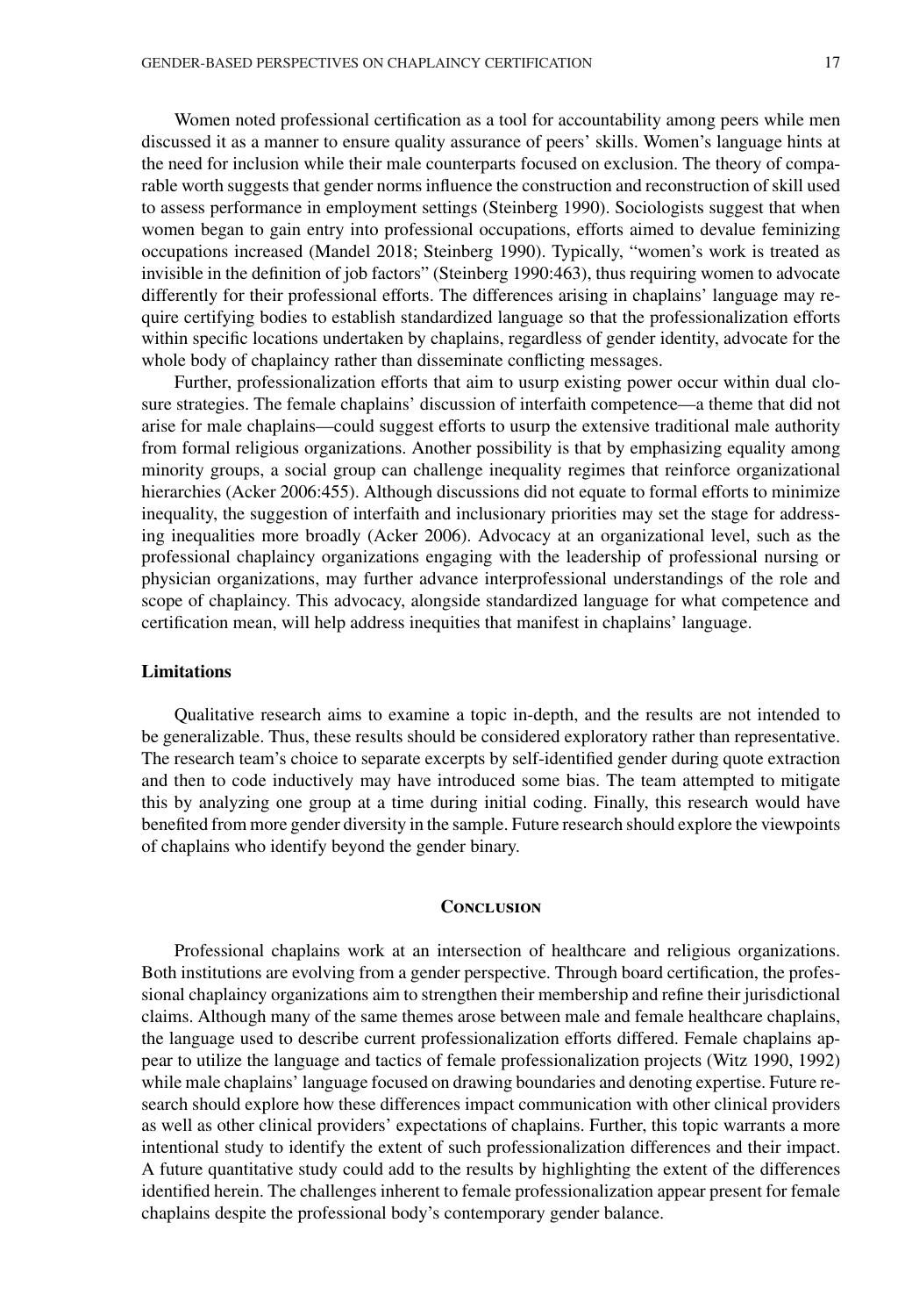Women noted professional certification as a tool for accountability among peers while men discussed it as a manner to ensure quality assurance of peers' skills. Women's language hints at the need for inclusion while their male counterparts focused on exclusion. The theory of comparable worth suggests that gender norms influence the construction and reconstruction of skill used to assess performance in employment settings (Steinberg 1990). Sociologists suggest that when women began to gain entry into professional occupations, efforts aimed to devalue feminizing occupations increased (Mandel 2018; Steinberg 1990). Typically, "women's work is treated as invisible in the definition of job factors" (Steinberg 1990:463), thus requiring women to advocate differently for their professional efforts. The differences arising in chaplains' language may require certifying bodies to establish standardized language so that the professionalization efforts within specific locations undertaken by chaplains, regardless of gender identity, advocate for the whole body of chaplaincy rather than disseminate conflicting messages.

Further, professionalization efforts that aim to usurp existing power occur within dual closure strategies. The female chaplains' discussion of interfaith competence—a theme that did not arise for male chaplains—could suggest efforts to usurp the extensive traditional male authority from formal religious organizations. Another possibility is that by emphasizing equality among minority groups, a social group can challenge inequality regimes that reinforce organizational hierarchies (Acker 2006:455). Although discussions did not equate to formal efforts to minimize inequality, the suggestion of interfaith and inclusionary priorities may set the stage for addressing inequalities more broadly (Acker 2006). Advocacy at an organizational level, such as the professional chaplaincy organizations engaging with the leadership of professional nursing or physician organizations, may further advance interprofessional understandings of the role and scope of chaplaincy. This advocacy, alongside standardized language for what competence and certification mean, will help address inequities that manifest in chaplains' language.

### Limitations

Qualitative research aims to examine a topic in-depth, and the results are not intended to be generalizable. Thus, these results should be considered exploratory rather than representative. The research team's choice to separate excerpts by self-identified gender during quote extraction and then to code inductively may have introduced some bias. The team attempted to mitigate this by analyzing one group at a time during initial coding. Finally, this research would have benefited from more gender diversity in the sample. Future research should explore the viewpoints of chaplains who identify beyond the gender binary.

## Conclusion

Professional chaplains work at an intersection of healthcare and religious organizations. Both institutions are evolving from a gender perspective. Through board certification, the professional chaplaincy organizations aim to strengthen their membership and refine their jurisdictional claims. Although many of the same themes arose between male and female healthcare chaplains, the language used to describe current professionalization efforts differed. Female chaplains appear to utilize the language and tactics of female professionalization projects (Witz 1990, 1992) while male chaplains' language focused on drawing boundaries and denoting expertise. Future research should explore how these differences impact communication with other clinical providers as well as other clinical providers' expectations of chaplains. Further, this topic warrants a more intentional study to identify the extent of such professionalization differences and their impact. A future quantitative study could add to the results by highlighting the extent of the differences identified herein. The challenges inherent to female professionalization appear present for female chaplains despite the professional body's contemporary gender balance.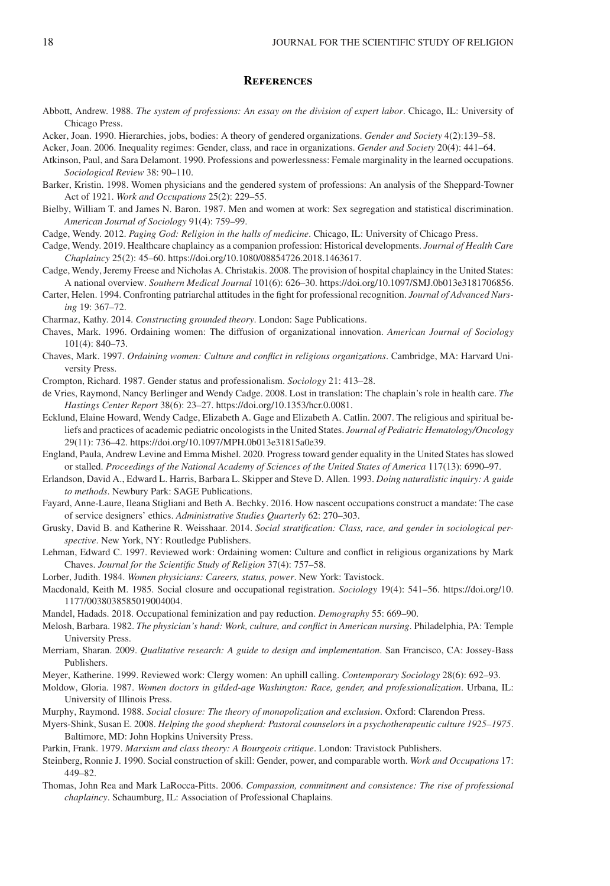## References

Abbott, Andrew. 1988. *The system of professions: An essay on the division of expert labor*. Chicago, IL: University of Chicago Press.

Acker, Joan. 1990. Hierarchies, jobs, bodies: A theory of gendered organizations. *Gender and Society* 4(2):139–58.

Acker, Joan. 2006. Inequality regimes: Gender, class, and race in organizations. *Gender and Society* 20(4): 441–64.

Atkinson, Paul, and Sara Delamont. 1990. Professions and powerlessness: Female marginality in the learned occupations. *Sociological Review* 38: 90–110.

Barker, Kristin. 1998. Women physicians and the gendered system of professions: An analysis of the Sheppard-Towner Act of 1921. *Work and Occupations* 25(2): 229–55.

Bielby, William T. and James N. Baron. 1987. Men and women at work: Sex segregation and statistical discrimination. *American Journal of Sociology* 91(4): 759–99.

Cadge, Wendy. 2012. *Paging God: Religion in the halls of medicine*. Chicago, IL: University of Chicago Press.

Cadge, Wendy. 2019. Healthcare chaplaincy as a companion profession: Historical developments. *Journal of Health Care Chaplaincy* 25(2): 45–60. https://doi.org/10.1080/08854726.2018.1463617.

Cadge, Wendy, Jeremy Freese and Nicholas A. Christakis. 2008. The provision of hospital chaplaincy in the United States: A national overview. *Southern Medical Journal* 101(6): 626–30. https://doi.org/10.1097/SMJ.0b013e3181706856.

Carter, Helen. 1994. Confronting patriarchal attitudes in the fight for professional recognition. *Journal of Advanced Nursing* 19: 367–72.

Charmaz, Kathy. 2014. *Constructing grounded theory*. London: Sage Publications.

Chaves, Mark. 1996. Ordaining women: The diffusion of organizational innovation. *American Journal of Sociology* 101(4): 840–73.

Chaves, Mark. 1997. *Ordaining women: Culture and conflict in religious organizations*. Cambridge, MA: Harvard University Press.

Crompton, Richard. 1987. Gender status and professionalism. *Sociology* 21: 413–28.

de Vries, Raymond, Nancy Berlinger and Wendy Cadge. 2008. Lost in translation: The chaplain's role in health care. *The Hastings Center Report* 38(6): 23–27. https://doi.org/10.1353/hcr.0.0081.

Ecklund, Elaine Howard, Wendy Cadge, Elizabeth A. Gage and Elizabeth A. Catlin. 2007. The religious and spiritual beliefs and practices of academic pediatric oncologists in the United States. *Journal of Pediatric Hematology/Oncology* 29(11): 736–42. https://doi.org/10.1097/MPH.0b013e31815a0e39.

England, Paula, Andrew Levine and Emma Mishel. 2020. Progress toward gender equality in the United States has slowed or stalled. *Proceedings of the National Academy of Sciences of the United States of America* 117(13): 6990–97.

Erlandson, David A., Edward L. Harris, Barbara L. Skipper and Steve D. Allen. 1993. *Doing naturalistic inquiry: A guide to methods*. Newbury Park: SAGE Publications.

Fayard, Anne-Laure, Ileana Stigliani and Beth A. Bechky. 2016. How nascent occupations construct a mandate: The case of service designers' ethics. *Administrative Studies Quarterly* 62: 270–303.

Grusky, David B. and Katherine R. Weisshaar. 2014. *Social stratification: Class, race, and gender in sociological perspective*. New York, NY: Routledge Publishers.

Lehman, Edward C. 1997. Reviewed work: Ordaining women: Culture and conflict in religious organizations by Mark Chaves. *Journal for the Scientific Study of Religion* 37(4): 757–58.

Lorber, Judith. 1984. *Women physicians: Careers, status, power*. New York: Tavistock.

Macdonald, Keith M. 1985. Social closure and occupational registration. *Sociology* 19(4): 541–56. https://doi.org/10.1177/0038038585019004004.

Mandel, Hadads. 2018. Occupational feminization and pay reduction. *Demography* 55: 669–90.

Melosh, Barbara. 1982. *The physician's hand: Work, culture, and conflict in American nursing*. Philadelphia, PA: Temple University Press.

Merriam, Sharan. 2009. *Qualitative research: A guide to design and implementation*. San Francisco, CA: Jossey-Bass Publishers.

Meyer, Katherine. 1999. Reviewed work: Clergy women: An uphill calling. *Contemporary Sociology* 28(6): 692–93.

Moldow, Gloria. 1987. *Women doctors in gilded-age Washington: Race, gender, and professionalization*. Urbana, IL: University of Illinois Press.

Murphy, Raymond. 1988. *Social closure: The theory of monopolization and exclusion*. Oxford: Clarendon Press.

Myers-Shink, Susan E. 2008. *Helping the good shepherd: Pastoral counselors in a psychotherapeutic culture 1925–1975*. Baltimore, MD: John Hopkins University Press.

Parkin, Frank. 1979. *Marxism and class theory: A Bourgeois critique*. London: Travistock Publishers.

Steinberg, Ronnie J. 1990. Social construction of skill: Gender, power, and comparable worth. *Work and Occupations* 17: 449–82.

Thomas, John Rea and Mark LaRocca-Pitts. 2006. *Compassion, commitment and consistence: The rise of professional chaplaincy*. Schaumburg, IL: Association of Professional Chaplains.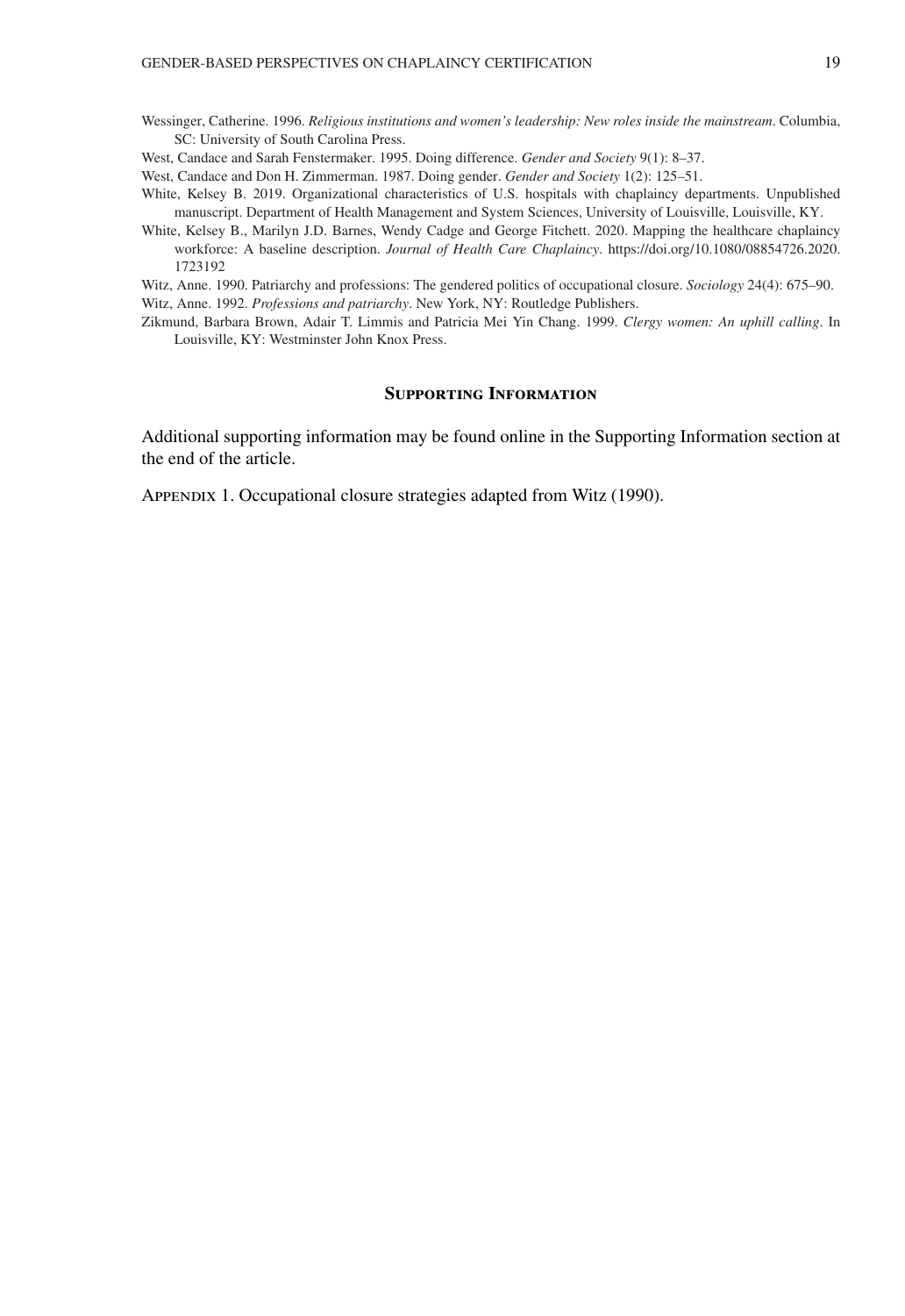Wessinger, Catherine. 1996. *Religious institutions and women's leadership: New roles inside the mainstream*. Columbia, SC: University of South Carolina Press.

West, Candace and Sarah Fenstermaker. 1995. Doing difference. *Gender and Society* 9(1): 8–37.

West, Candace and Don H. Zimmerman. 1987. Doing gender. *Gender and Society* 1(2): 125–51.

White, Kelsey B. 2019. Organizational characteristics of U.S. hospitals with chaplaincy departments. Unpublished manuscript. Department of Health Management and System Sciences, University of Louisville, Louisville, KY.

White, Kelsey B., Marilyn J.D. Barnes, Wendy Cadge and George Fitchett. 2020. Mapping the healthcare chaplaincy workforce: A baseline description. *Journal of Health Care Chaplaincy*. https://doi.org/10.1080/08854726.2020.1723192

Witz, Anne. 1990. Patriarchy and professions: The gendered politics of occupational closure. *Sociology* 24(4): 675–90.

Witz, Anne. 1992. *Professions and patriarchy*. New York, NY: Routledge Publishers.

Zikmund, Barbara Brown, Adair T. Limmis and Patricia Mei Yin Chang. 1999. *Clergy women: An uphill calling*. In Louisville, KY: Westminster John Knox Press.

## Supporting Information

Additional supporting information may be found online in the Supporting Information section at the end of the article.

Appendix 1. Occupational closure strategies adapted from Witz (1990).